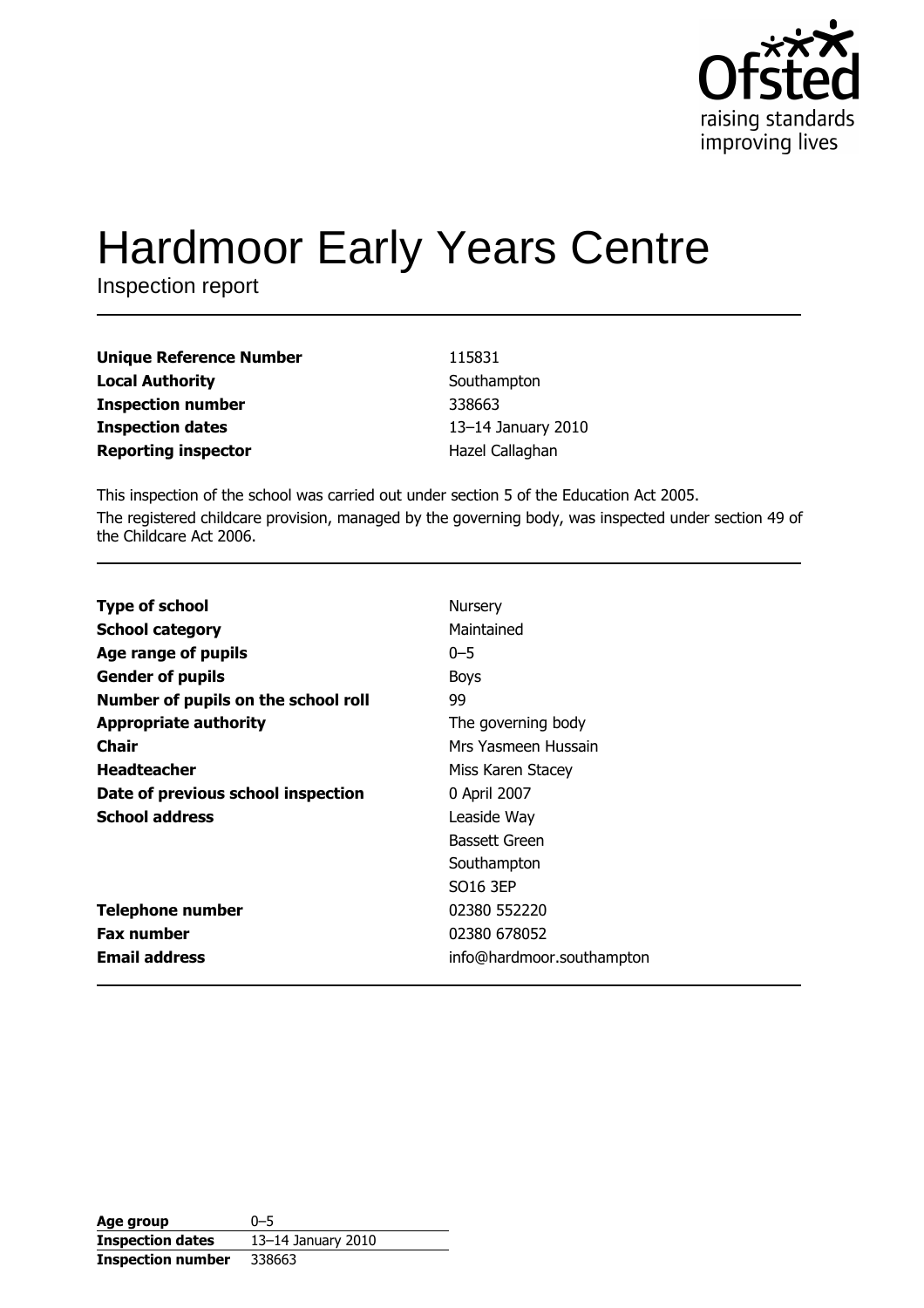# Hardmoor Early Years Centre

Inspection report

| | |
|---|---|
| **Unique Reference Number** | 115831 |
| **Local Authority** | Southampton |
| **Inspection number** | 338663 |
| **Inspection dates** | 13–14 January 2010 |
| **Reporting inspector** | Hazel Callaghan |

This inspection of the school was carried out under section 5 of the Education Act 2005.

The registered childcare provision, managed by the governing body, was inspected under section 49 of the Childcare Act 2006.

| | |
|---|---|
| **Type of school** | Nursery |
| **School category** | Maintained |
| **Age range of pupils** | 0–5 |
| **Gender of pupils** | Boys |
| **Number of pupils on the school roll** | 99 |
| **Appropriate authority** | The governing body |
| **Chair** | Mrs Yasmeen Hussain |
| **Headteacher** | Miss Karen Stacey |
| **Date of previous school inspection** | 0 April 2007 |
| **School address** | Leaside Way<br>Bassett Green<br>Southampton<br>SO16 3EP |
| **Telephone number** | 02380 552220 |
| **Fax number** | 02380 678052 |
| **Email address** | info@hardmoor.southampton |

| | |
|---|---|
| **Age group** | 0–5 |
| **Inspection dates** | 13–14 January 2010 |
| **Inspection number** | 338663 |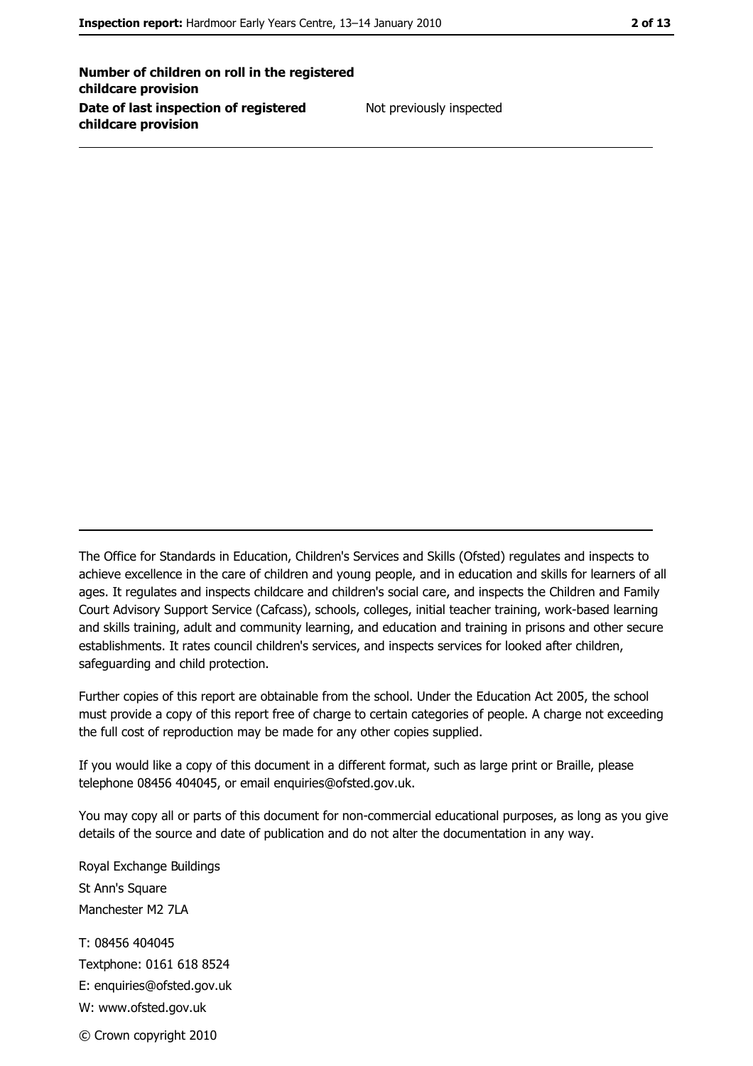| | |
|---|---|
| **Number of children on roll in the registered childcare provision** | |
| **Date of last inspection of registered childcare provision** | Not previously inspected |

The Office for Standards in Education, Children's Services and Skills (Ofsted) regulates and inspects to achieve excellence in the care of children and young people, and in education and skills for learners of all ages. It regulates and inspects childcare and children's social care, and inspects the Children and Family Court Advisory Support Service (Cafcass), schools, colleges, initial teacher training, work-based learning and skills training, adult and community learning, and education and training in prisons and other secure establishments. It rates council children's services, and inspects services for looked after children, safeguarding and child protection.

Further copies of this report are obtainable from the school. Under the Education Act 2005, the school must provide a copy of this report free of charge to certain categories of people. A charge not exceeding the full cost of reproduction may be made for any other copies supplied.

If you would like a copy of this document in a different format, such as large print or Braille, please telephone 08456 404045, or email enquiries@ofsted.gov.uk.

You may copy all or parts of this document for non-commercial educational purposes, as long as you give details of the source and date of publication and do not alter the documentation in any way.

Royal Exchange Buildings
St Ann's Square
Manchester M2 7LA

T: 08456 404045
Textphone: 0161 618 8524
E: enquiries@ofsted.gov.uk
W: www.ofsted.gov.uk

© Crown copyright 2010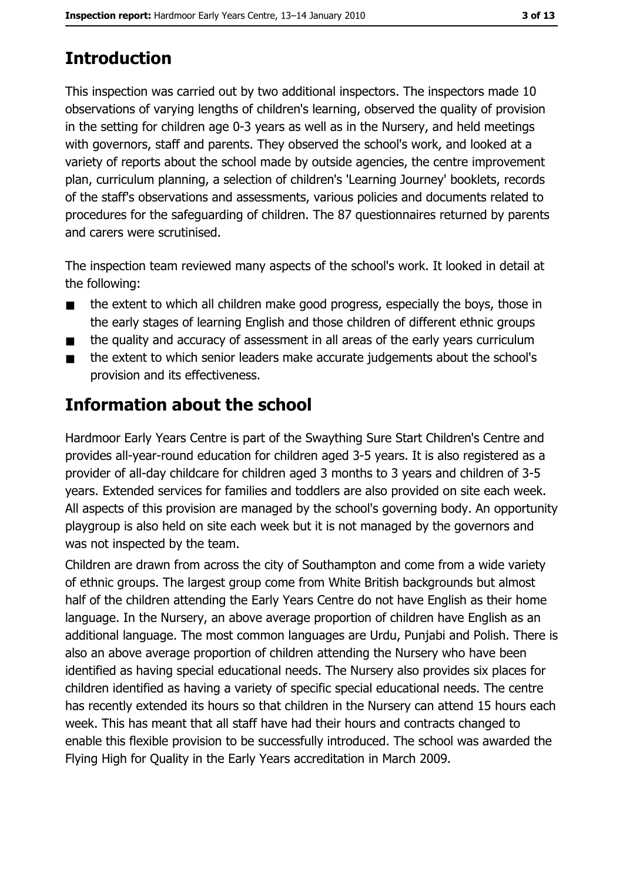# Introduction

This inspection was carried out by two additional inspectors. The inspectors made 10 observations of varying lengths of children's learning, observed the quality of provision in the setting for children age 0-3 years as well as in the Nursery, and held meetings with governors, staff and parents. They observed the school's work, and looked at a variety of reports about the school made by outside agencies, the centre improvement plan, curriculum planning, a selection of children's 'Learning Journey' booklets, records of the staff's observations and assessments, various policies and documents related to procedures for the safeguarding of children. The 87 questionnaires returned by parents and carers were scrutinised.

The inspection team reviewed many aspects of the school's work. It looked in detail at the following:

- the extent to which all children make good progress, especially the boys, those in the early stages of learning English and those children of different ethnic groups
- the quality and accuracy of assessment in all areas of the early years curriculum
- the extent to which senior leaders make accurate judgements about the school's provision and its effectiveness.

# Information about the school

Hardmoor Early Years Centre is part of the Swaything Sure Start Children's Centre and provides all-year-round education for children aged 3-5 years. It is also registered as a provider of all-day childcare for children aged 3 months to 3 years and children of 3-5 years. Extended services for families and toddlers are also provided on site each week. All aspects of this provision are managed by the school's governing body. An opportunity playgroup is also held on site each week but it is not managed by the governors and was not inspected by the team.

Children are drawn from across the city of Southampton and come from a wide variety of ethnic groups. The largest group come from White British backgrounds but almost half of the children attending the Early Years Centre do not have English as their home language. In the Nursery, an above average proportion of children have English as an additional language. The most common languages are Urdu, Punjabi and Polish. There is also an above average proportion of children attending the Nursery who have been identified as having special educational needs. The Nursery also provides six places for children identified as having a variety of specific special educational needs. The centre has recently extended its hours so that children in the Nursery can attend 15 hours each week. This has meant that all staff have had their hours and contracts changed to enable this flexible provision to be successfully introduced. The school was awarded the Flying High for Quality in the Early Years accreditation in March 2009.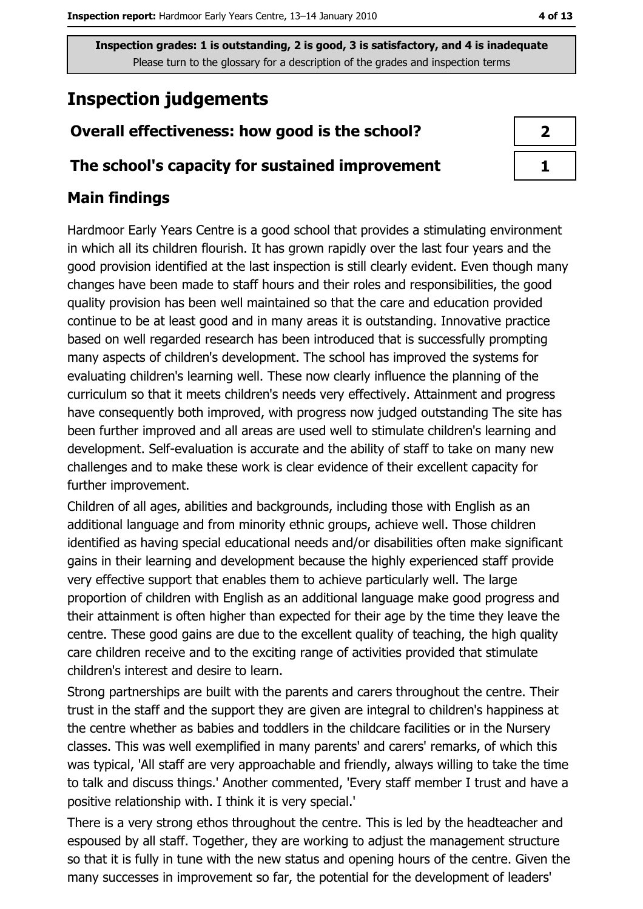**Inspection grades: 1 is outstanding, 2 is good, 3 is satisfactory, and 4 is inadequate**
Please turn to the glossary for a description of the grades and inspection terms

## Inspection judgements

| | |
|---|---|
| **Overall effectiveness: how good is the school?** | **2** |
| **The school's capacity for sustained improvement** | **1** |

### Main findings

Hardmoor Early Years Centre is a good school that provides a stimulating environment in which all its children flourish. It has grown rapidly over the last four years and the good provision identified at the last inspection is still clearly evident. Even though many changes have been made to staff hours and their roles and responsibilities, the good quality provision has been well maintained so that the care and education provided continue to be at least good and in many areas it is outstanding. Innovative practice based on well regarded research has been introduced that is successfully prompting many aspects of children's development. The school has improved the systems for evaluating children's learning well. These now clearly influence the planning of the curriculum so that it meets children's needs very effectively. Attainment and progress have consequently both improved, with progress now judged outstanding The site has been further improved and all areas are used well to stimulate children's learning and development. Self-evaluation is accurate and the ability of staff to take on many new challenges and to make these work is clear evidence of their excellent capacity for further improvement.

Children of all ages, abilities and backgrounds, including those with English as an additional language and from minority ethnic groups, achieve well. Those children identified as having special educational needs and/or disabilities often make significant gains in their learning and development because the highly experienced staff provide very effective support that enables them to achieve particularly well. The large proportion of children with English as an additional language make good progress and their attainment is often higher than expected for their age by the time they leave the centre. These good gains are due to the excellent quality of teaching, the high quality care children receive and to the exciting range of activities provided that stimulate children's interest and desire to learn.

Strong partnerships are built with the parents and carers throughout the centre. Their trust in the staff and the support they are given are integral to children's happiness at the centre whether as babies and toddlers in the childcare facilities or in the Nursery classes. This was well exemplified in many parents' and carers' remarks, of which this was typical, 'All staff are very approachable and friendly, always willing to take the time to talk and discuss things.' Another commented, 'Every staff member I trust and have a positive relationship with. I think it is very special.'

There is a very strong ethos throughout the centre. This is led by the headteacher and espoused by all staff. Together, they are working to adjust the management structure so that it is fully in tune with the new status and opening hours of the centre. Given the many successes in improvement so far, the potential for the development of leaders'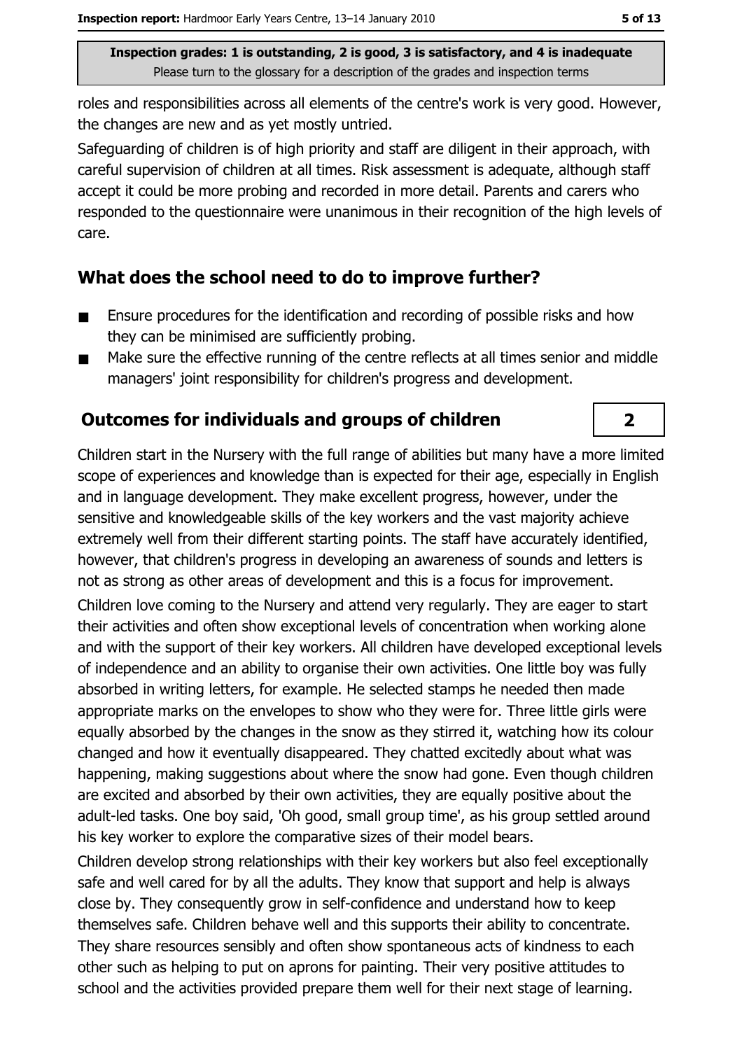**Inspection grades: 1 is outstanding, 2 is good, 3 is satisfactory, and 4 is inadequate**
Please turn to the glossary for a description of the grades and inspection terms

roles and responsibilities across all elements of the centre's work is very good. However, the changes are new and as yet mostly untried.

Safeguarding of children is of high priority and staff are diligent in their approach, with careful supervision of children at all times. Risk assessment is adequate, although staff accept it could be more probing and recorded in more detail. Parents and carers who responded to the questionnaire were unanimous in their recognition of the high levels of care.

## What does the school need to do to improve further?

- Ensure procedures for the identification and recording of possible risks and how they can be minimised are sufficiently probing.
- Make sure the effective running of the centre reflects at all times senior and middle managers' joint responsibility for children's progress and development.

## Outcomes for individuals and groups of children

**2**

Children start in the Nursery with the full range of abilities but many have a more limited scope of experiences and knowledge than is expected for their age, especially in English and in language development. They make excellent progress, however, under the sensitive and knowledgeable skills of the key workers and the vast majority achieve extremely well from their different starting points. The staff have accurately identified, however, that children's progress in developing an awareness of sounds and letters is not as strong as other areas of development and this is a focus for improvement.

Children love coming to the Nursery and attend very regularly. They are eager to start their activities and often show exceptional levels of concentration when working alone and with the support of their key workers. All children have developed exceptional levels of independence and an ability to organise their own activities. One little boy was fully absorbed in writing letters, for example. He selected stamps he needed then made appropriate marks on the envelopes to show who they were for. Three little girls were equally absorbed by the changes in the snow as they stirred it, watching how its colour changed and how it eventually disappeared. They chatted excitedly about what was happening, making suggestions about where the snow had gone. Even though children are excited and absorbed by their own activities, they are equally positive about the adult-led tasks. One boy said, 'Oh good, small group time', as his group settled around his key worker to explore the comparative sizes of their model bears.

Children develop strong relationships with their key workers but also feel exceptionally safe and well cared for by all the adults. They know that support and help is always close by. They consequently grow in self-confidence and understand how to keep themselves safe. Children behave well and this supports their ability to concentrate. They share resources sensibly and often show spontaneous acts of kindness to each other such as helping to put on aprons for painting. Their very positive attitudes to school and the activities provided prepare them well for their next stage of learning.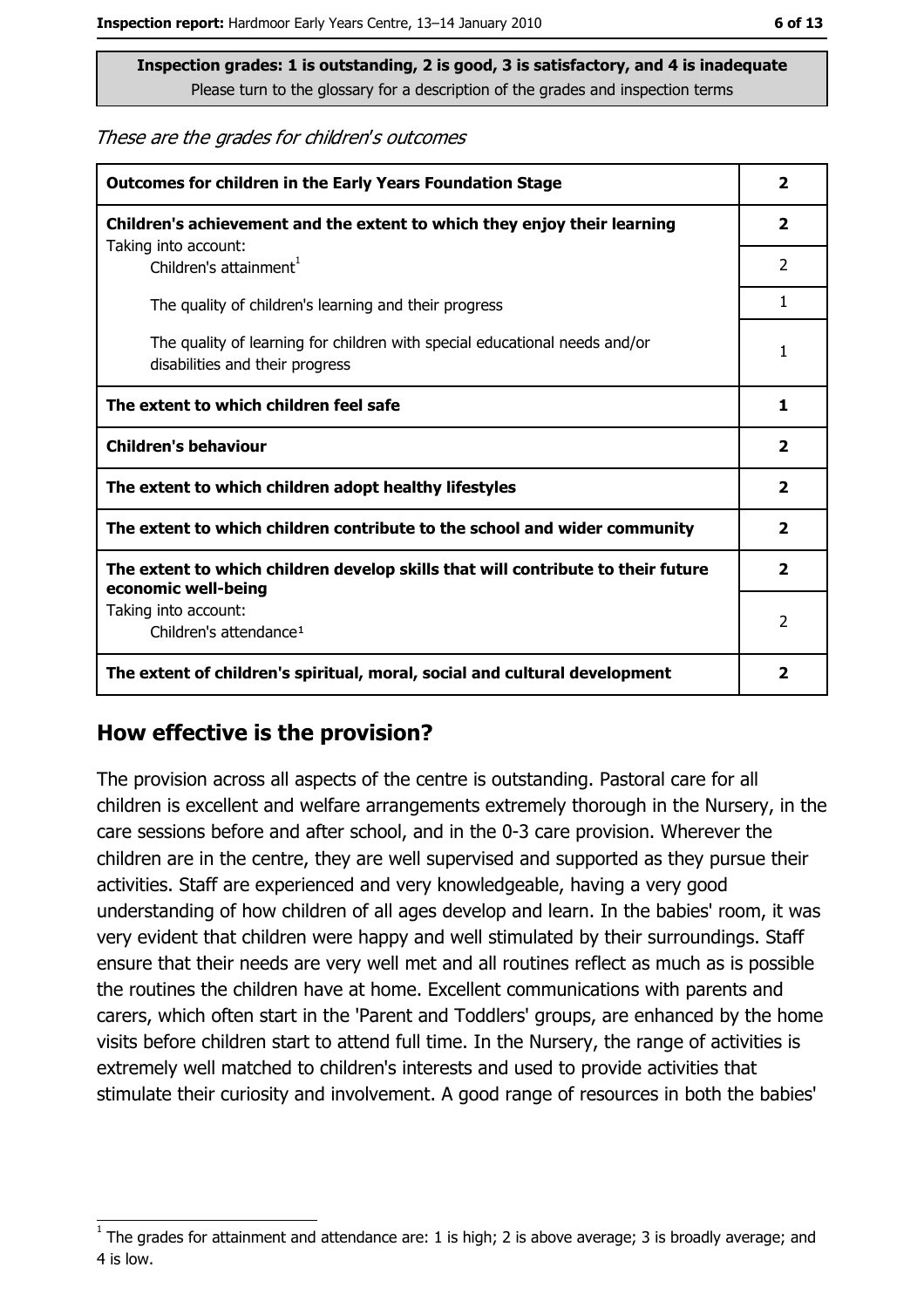**Inspection grades: 1 is outstanding, 2 is good, 3 is satisfactory, and 4 is inadequate**
Please turn to the glossary for a description of the grades and inspection terms

*These are the grades for children's outcomes*

| | |
|---|---|
| **Outcomes for children in the Early Years Foundation Stage** | **2** |
| **Children's achievement and the extent to which they enjoy their learning** | **2** |
| Taking into account: Children's attainment[1] | 2 |
| The quality of children's learning and their progress | 1 |
| The quality of learning for children with special educational needs and/or disabilities and their progress | 1 |
| **The extent to which children feel safe** | **1** |
| **Children's behaviour** | **2** |
| **The extent to which children adopt healthy lifestyles** | **2** |
| **The extent to which children contribute to the school and wider community** | **2** |
| **The extent to which children develop skills that will contribute to their future economic well-being** | **2** |
| Taking into account: Children's attendance[1] | 2 |
| **The extent of children's spiritual, moral, social and cultural development** | **2** |

## How effective is the provision?

The provision across all aspects of the centre is outstanding. Pastoral care for all children is excellent and welfare arrangements extremely thorough in the Nursery, in the care sessions before and after school, and in the 0-3 care provision. Wherever the children are in the centre, they are well supervised and supported as they pursue their activities. Staff are experienced and very knowledgeable, having a very good understanding of how children of all ages develop and learn. In the babies' room, it was very evident that children were happy and well stimulated by their surroundings. Staff ensure that their needs are very well met and all routines reflect as much as is possible the routines the children have at home. Excellent communications with parents and carers, which often start in the 'Parent and Toddlers' groups, are enhanced by the home visits before children start to attend full time. In the Nursery, the range of activities is extremely well matched to children's interests and used to provide activities that stimulate their curiosity and involvement. A good range of resources in both the babies'

[1] The grades for attainment and attendance are: 1 is high; 2 is above average; 3 is broadly average; and 4 is low.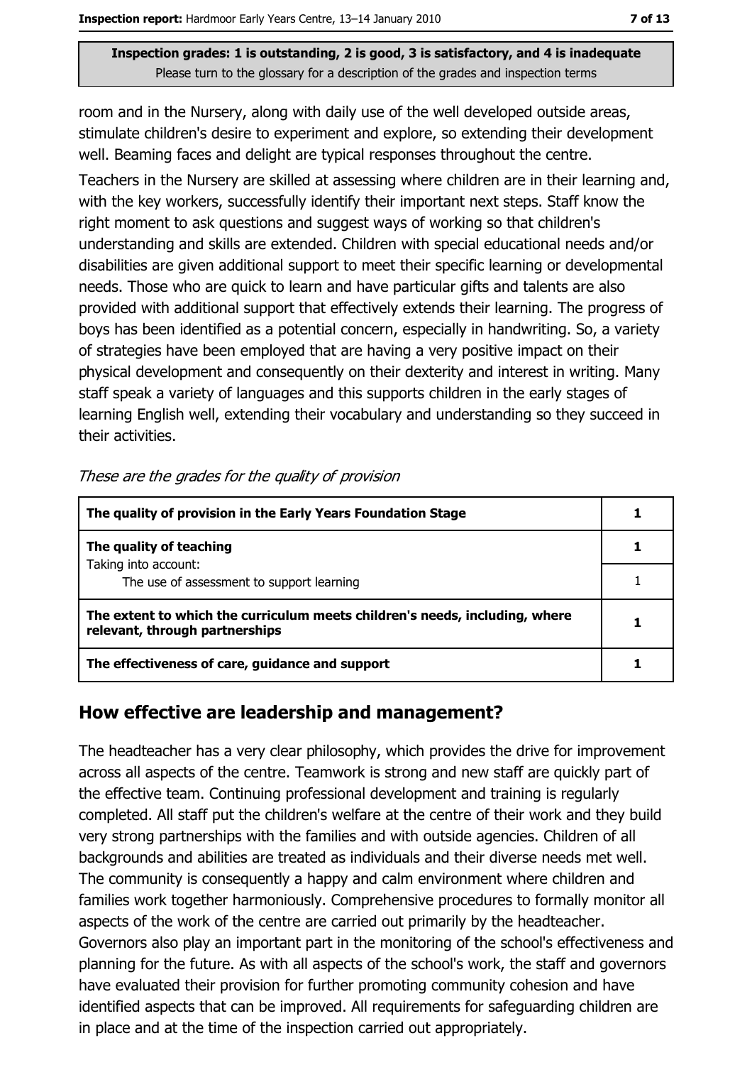room and in the Nursery, along with daily use of the well developed outside areas, stimulate children's desire to experiment and explore, so extending their development well. Beaming faces and delight are typical responses throughout the centre.

Teachers in the Nursery are skilled at assessing where children are in their learning and, with the key workers, successfully identify their important next steps. Staff know the right moment to ask questions and suggest ways of working so that children's understanding and skills are extended. Children with special educational needs and/or disabilities are given additional support to meet their specific learning or developmental needs. Those who are quick to learn and have particular gifts and talents are also provided with additional support that effectively extends their learning. The progress of boys has been identified as a potential concern, especially in handwriting. So, a variety of strategies have been employed that are having a very positive impact on their physical development and consequently on their dexterity and interest in writing. Many staff speak a variety of languages and this supports children in the early stages of learning English well, extending their vocabulary and understanding so they succeed in their activities.

*These are the grades for the quality of provision*

| | |
|---|---|
| **The quality of provision in the Early Years Foundation Stage** | **1** |
| **The quality of teaching** | **1** |
| Taking into account: The use of assessment to support learning | 1 |
| **The extent to which the curriculum meets children's needs, including, where relevant, through partnerships** | **1** |
| **The effectiveness of care, guidance and support** | **1** |

## How effective are leadership and management?

The headteacher has a very clear philosophy, which provides the drive for improvement across all aspects of the centre. Teamwork is strong and new staff are quickly part of the effective team. Continuing professional development and training is regularly completed. All staff put the children's welfare at the centre of their work and they build very strong partnerships with the families and with outside agencies. Children of all backgrounds and abilities are treated as individuals and their diverse needs met well. The community is consequently a happy and calm environment where children and families work together harmoniously. Comprehensive procedures to formally monitor all aspects of the work of the centre are carried out primarily by the headteacher. Governors also play an important part in the monitoring of the school's effectiveness and planning for the future. As with all aspects of the school's work, the staff and governors have evaluated their provision for further promoting community cohesion and have identified aspects that can be improved. All requirements for safeguarding children are in place and at the time of the inspection carried out appropriately.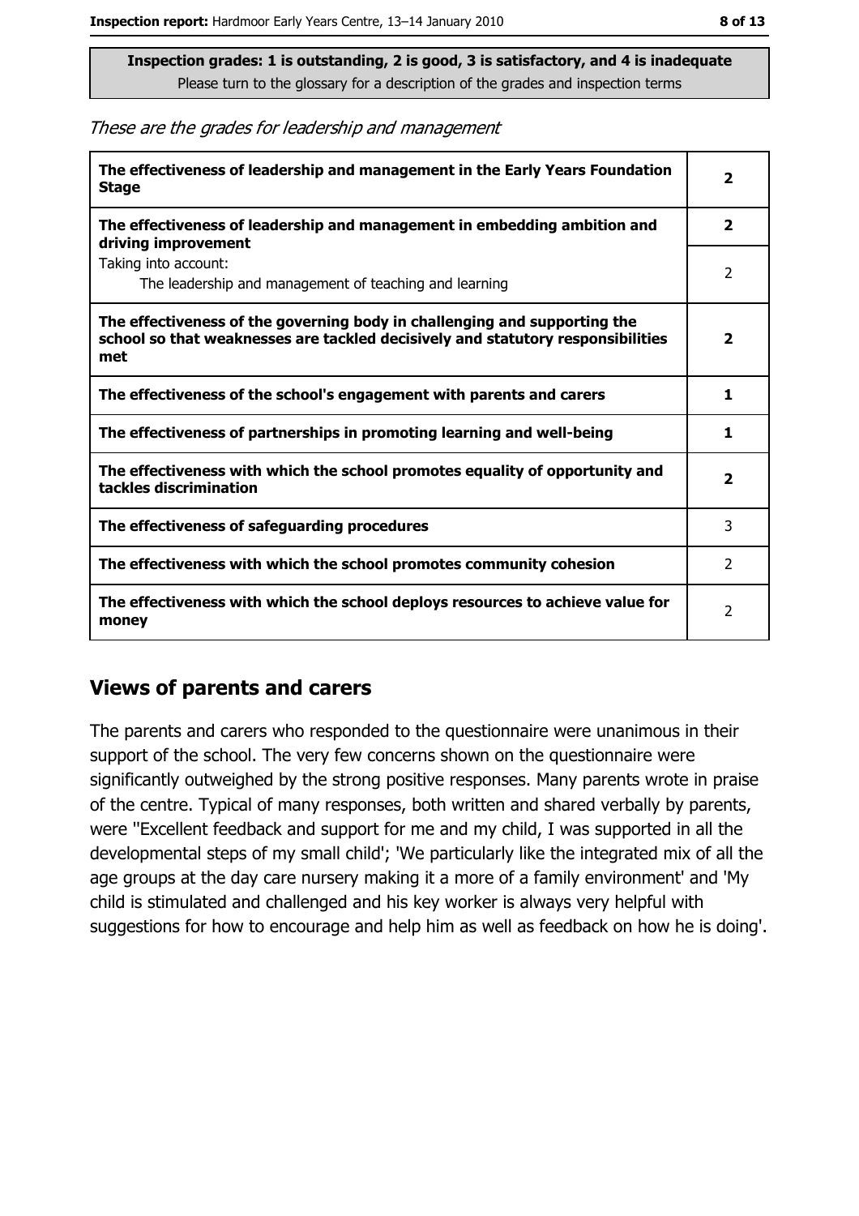**Inspection grades: 1 is outstanding, 2 is good, 3 is satisfactory, and 4 is inadequate**
Please turn to the glossary for a description of the grades and inspection terms

*These are the grades for leadership and management*

| | |
|---|---|
| **The effectiveness of leadership and management in the Early Years Foundation Stage** | **2** |
| **The effectiveness of leadership and management in embedding ambition and driving improvement** | **2** |
| Taking into account: The leadership and management of teaching and learning | 2 |
| **The effectiveness of the governing body in challenging and supporting the school so that weaknesses are tackled decisively and statutory responsibilities met** | **2** |
| **The effectiveness of the school's engagement with parents and carers** | **1** |
| **The effectiveness of partnerships in promoting learning and well-being** | **1** |
| **The effectiveness with which the school promotes equality of opportunity and tackles discrimination** | **2** |
| **The effectiveness of safeguarding procedures** | 3 |
| **The effectiveness with which the school promotes community cohesion** | 2 |
| **The effectiveness with which the school deploys resources to achieve value for money** | 2 |

## Views of parents and carers

The parents and carers who responded to the questionnaire were unanimous in their support of the school. The very few concerns shown on the questionnaire were significantly outweighed by the strong positive responses. Many parents wrote in praise of the centre. Typical of many responses, both written and shared verbally by parents, were ''Excellent feedback and support for me and my child, I was supported in all the developmental steps of my small child'; 'We particularly like the integrated mix of all the age groups at the day care nursery making it a more of a family environment' and 'My child is stimulated and challenged and his key worker is always very helpful with suggestions for how to encourage and help him as well as feedback on how he is doing'.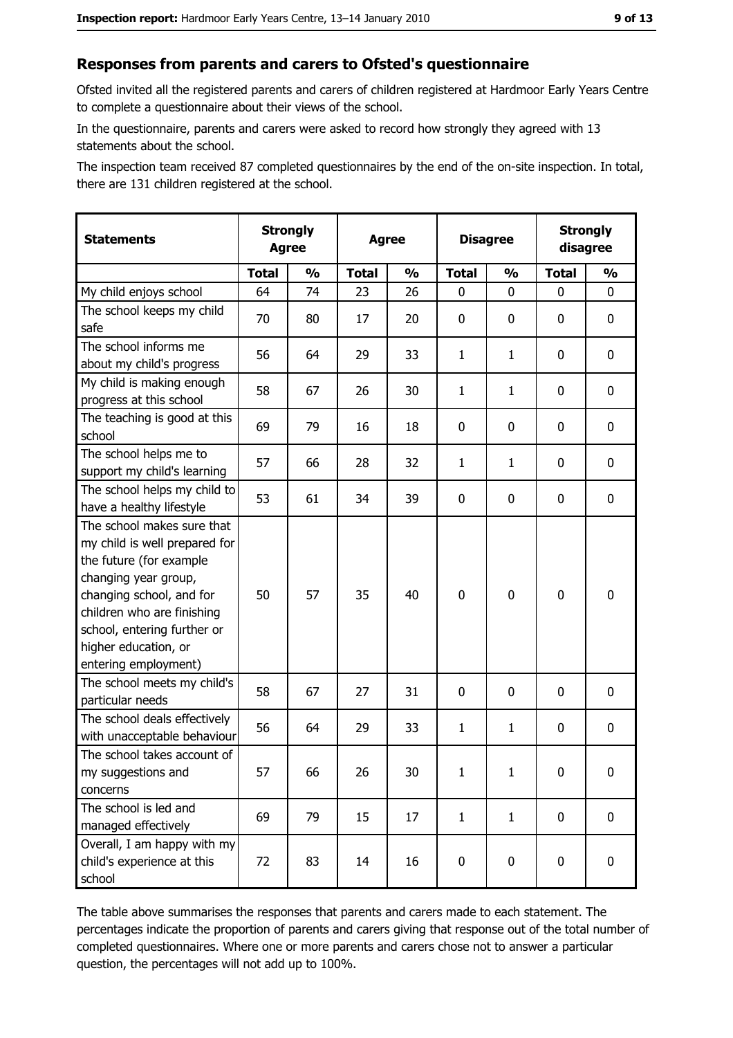## Responses from parents and carers to Ofsted's questionnaire

Ofsted invited all the registered parents and carers of children registered at Hardmoor Early Years Centre to complete a questionnaire about their views of the school.

In the questionnaire, parents and carers were asked to record how strongly they agreed with 13 statements about the school.

The inspection team received 87 completed questionnaires by the end of the on-site inspection. In total, there are 131 children registered at the school.

| Statements | Strongly Agree | | Agree | | Disagree | | Strongly disagree | |
|---|---|---|---|---|---|---|---|---|
| | Total | % | Total | % | Total | % | Total | % |
| My child enjoys school | 64 | 74 | 23 | 26 | 0 | 0 | 0 | 0 |
| The school keeps my child safe | 70 | 80 | 17 | 20 | 0 | 0 | 0 | 0 |
| The school informs me about my child's progress | 56 | 64 | 29 | 33 | 1 | 1 | 0 | 0 |
| My child is making enough progress at this school | 58 | 67 | 26 | 30 | 1 | 1 | 0 | 0 |
| The teaching is good at this school | 69 | 79 | 16 | 18 | 0 | 0 | 0 | 0 |
| The school helps me to support my child's learning | 57 | 66 | 28 | 32 | 1 | 1 | 0 | 0 |
| The school helps my child to have a healthy lifestyle | 53 | 61 | 34 | 39 | 0 | 0 | 0 | 0 |
| The school makes sure that my child is well prepared for the future (for example changing year group, changing school, and for children who are finishing school, entering further or higher education, or entering employment) | 50 | 57 | 35 | 40 | 0 | 0 | 0 | 0 |
| The school meets my child's particular needs | 58 | 67 | 27 | 31 | 0 | 0 | 0 | 0 |
| The school deals effectively with unacceptable behaviour | 56 | 64 | 29 | 33 | 1 | 1 | 0 | 0 |
| The school takes account of my suggestions and concerns | 57 | 66 | 26 | 30 | 1 | 1 | 0 | 0 |
| The school is led and managed effectively | 69 | 79 | 15 | 17 | 1 | 1 | 0 | 0 |
| Overall, I am happy with my child's experience at this school | 72 | 83 | 14 | 16 | 0 | 0 | 0 | 0 |

The table above summarises the responses that parents and carers made to each statement. The percentages indicate the proportion of parents and carers giving that response out of the total number of completed questionnaires. Where one or more parents and carers chose not to answer a particular question, the percentages will not add up to 100%.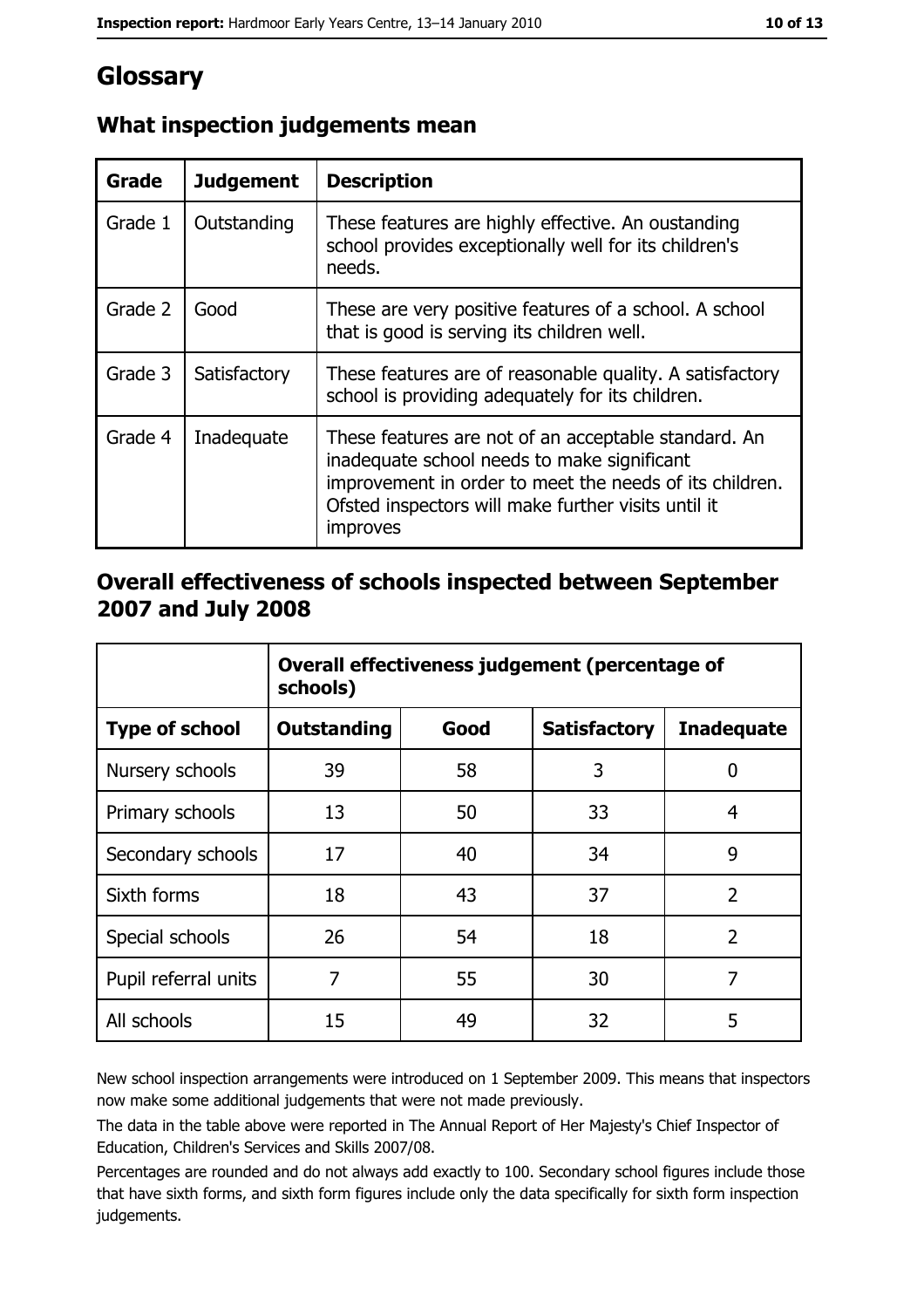# Glossary

## What inspection judgements mean

| Grade | Judgement | Description |
| --- | --- | --- |
| Grade 1 | Outstanding | These features are highly effective. An oustanding school provides exceptionally well for its children's needs. |
| Grade 2 | Good | These are very positive features of a school. A school that is good is serving its children well. |
| Grade 3 | Satisfactory | These features are of reasonable quality. A satisfactory school is providing adequately for its children. |
| Grade 4 | Inadequate | These features are not of an acceptable standard. An inadequate school needs to make significant improvement in order to meet the needs of its children. Ofsted inspectors will make further visits until it improves |

## Overall effectiveness of schools inspected between September 2007 and July 2008

| | Overall effectiveness judgement (percentage of schools) | | | |
| --- | --- | --- | --- | --- |
| **Type of school** | **Outstanding** | **Good** | **Satisfactory** | **Inadequate** |
| Nursery schools | 39 | 58 | 3 | 0 |
| Primary schools | 13 | 50 | 33 | 4 |
| Secondary schools | 17 | 40 | 34 | 9 |
| Sixth forms | 18 | 43 | 37 | 2 |
| Special schools | 26 | 54 | 18 | 2 |
| Pupil referral units | 7 | 55 | 30 | 7 |
| All schools | 15 | 49 | 32 | 5 |

New school inspection arrangements were introduced on 1 September 2009. This means that inspectors now make some additional judgements that were not made previously.

The data in the table above were reported in The Annual Report of Her Majesty's Chief Inspector of Education, Children's Services and Skills 2007/08.

Percentages are rounded and do not always add exactly to 100. Secondary school figures include those that have sixth forms, and sixth form figures include only the data specifically for sixth form inspection judgements.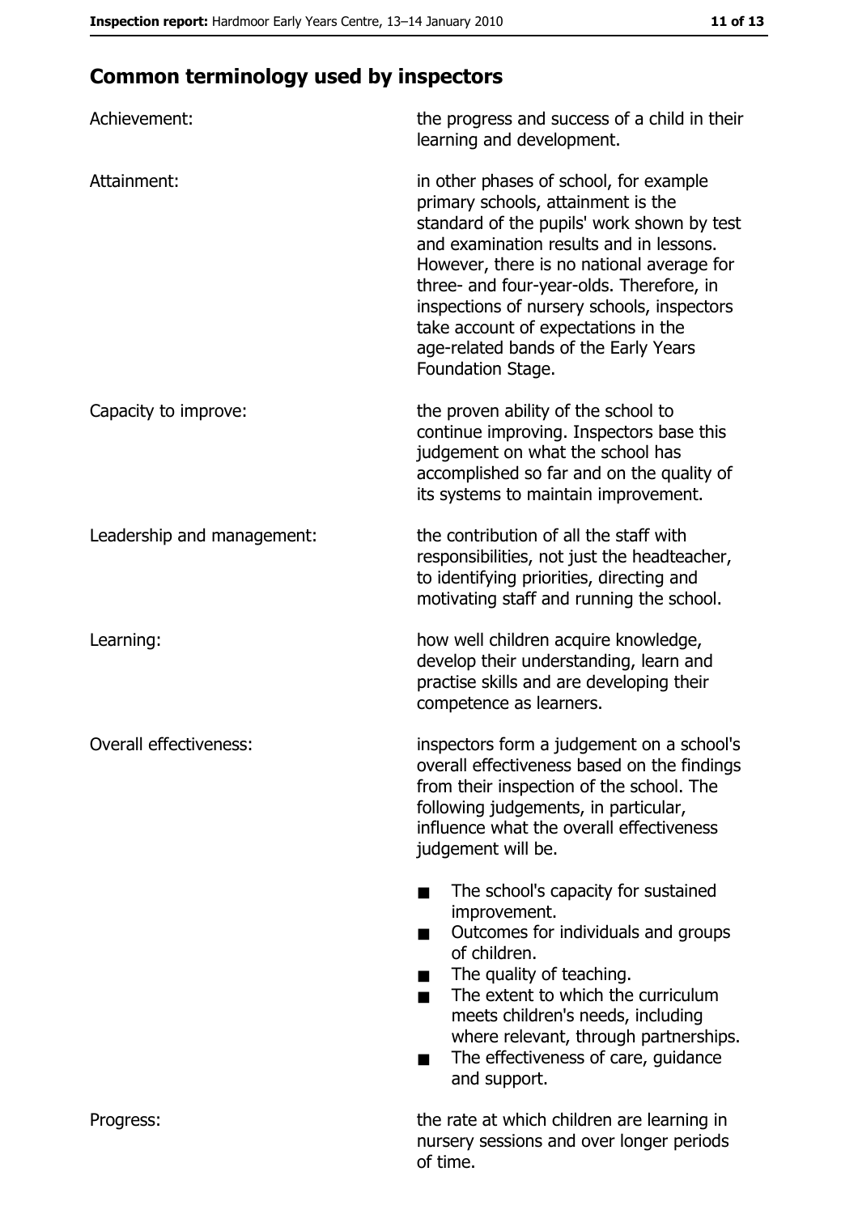## Common terminology used by inspectors

**Achievement:** the progress and success of a child in their learning and development.

**Attainment:** in other phases of school, for example primary schools, attainment is the standard of the pupils' work shown by test and examination results and in lessons. However, there is no national average for three- and four-year-olds. Therefore, in inspections of nursery schools, inspectors take account of expectations in the age-related bands of the Early Years Foundation Stage.

**Capacity to improve:** the proven ability of the school to continue improving. Inspectors base this judgement on what the school has accomplished so far and on the quality of its systems to maintain improvement.

**Leadership and management:** the contribution of all the staff with responsibilities, not just the headteacher, to identifying priorities, directing and motivating staff and running the school.

**Learning:** how well children acquire knowledge, develop their understanding, learn and practise skills and are developing their competence as learners.

**Overall effectiveness:** inspectors form a judgement on a school's overall effectiveness based on the findings from their inspection of the school. The following judgements, in particular, influence what the overall effectiveness judgement will be.

- The school's capacity for sustained improvement.
- Outcomes for individuals and groups of children.
- The quality of teaching.
- The extent to which the curriculum meets children's needs, including where relevant, through partnerships.
- The effectiveness of care, guidance and support.

**Progress:** the rate at which children are learning in nursery sessions and over longer periods of time.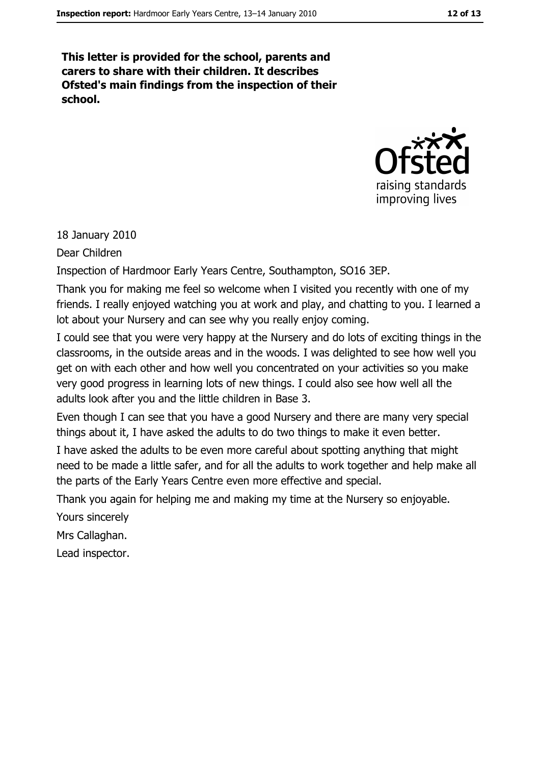**This letter is provided for the school, parents and carers to share with their children. It describes Ofsted's main findings from the inspection of their school.**

18 January 2010

Dear Children

Inspection of Hardmoor Early Years Centre, Southampton, SO16 3EP.

Thank you for making me feel so welcome when I visited you recently with one of my friends. I really enjoyed watching you at work and play, and chatting to you. I learned a lot about your Nursery and can see why you really enjoy coming.

I could see that you were very happy at the Nursery and do lots of exciting things in the classrooms, in the outside areas and in the woods. I was delighted to see how well you get on with each other and how well you concentrated on your activities so you make very good progress in learning lots of new things. I could also see how well all the adults look after you and the little children in Base 3.

Even though I can see that you have a good Nursery and there are many very special things about it, I have asked the adults to do two things to make it even better.

I have asked the adults to be even more careful about spotting anything that might need to be made a little safer, and for all the adults to work together and help make all the parts of the Early Years Centre even more effective and special.

Thank you again for helping me and making my time at the Nursery so enjoyable.

Yours sincerely

Mrs Callaghan.

Lead inspector.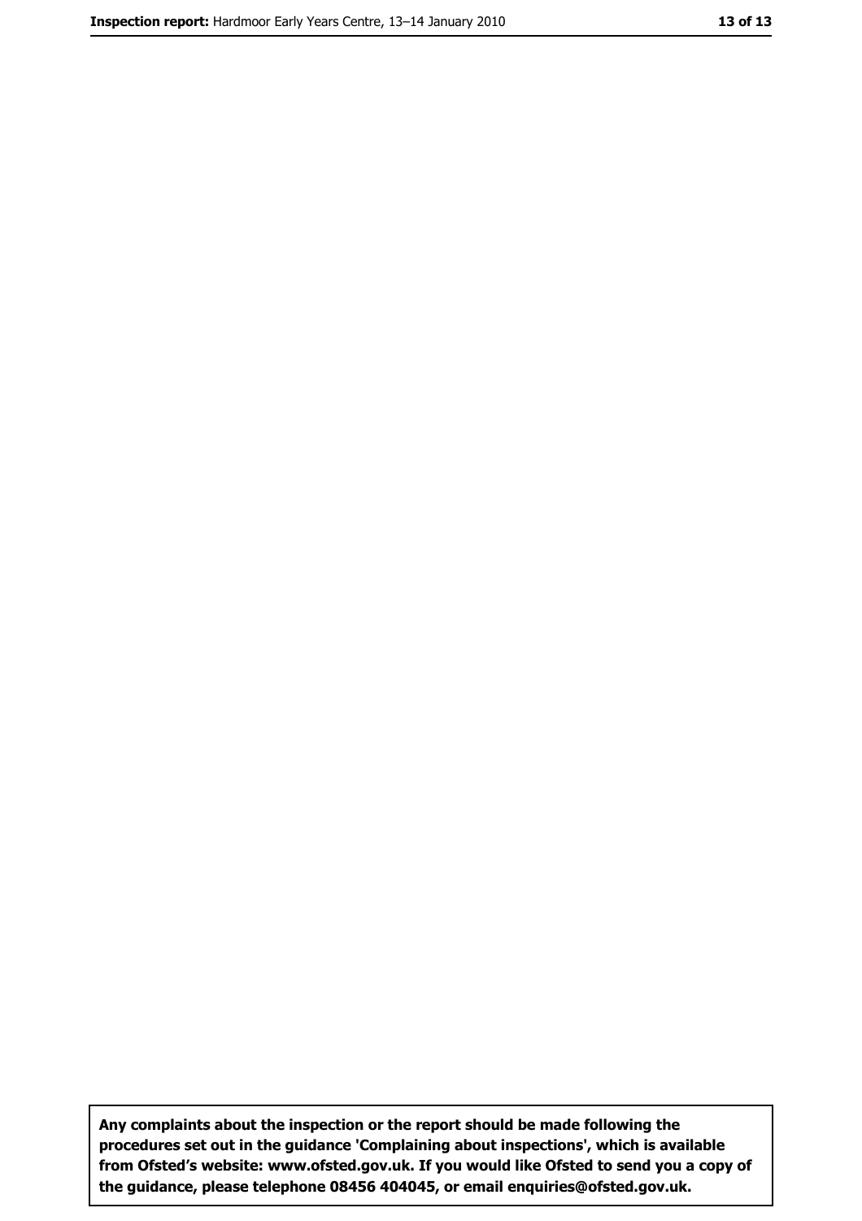**Any complaints about the inspection or the report should be made following the procedures set out in the guidance 'Complaining about inspections', which is available from Ofsted's website: www.ofsted.gov.uk. If you would like Ofsted to send you a copy of the guidance, please telephone 08456 404045, or email enquiries@ofsted.gov.uk.**